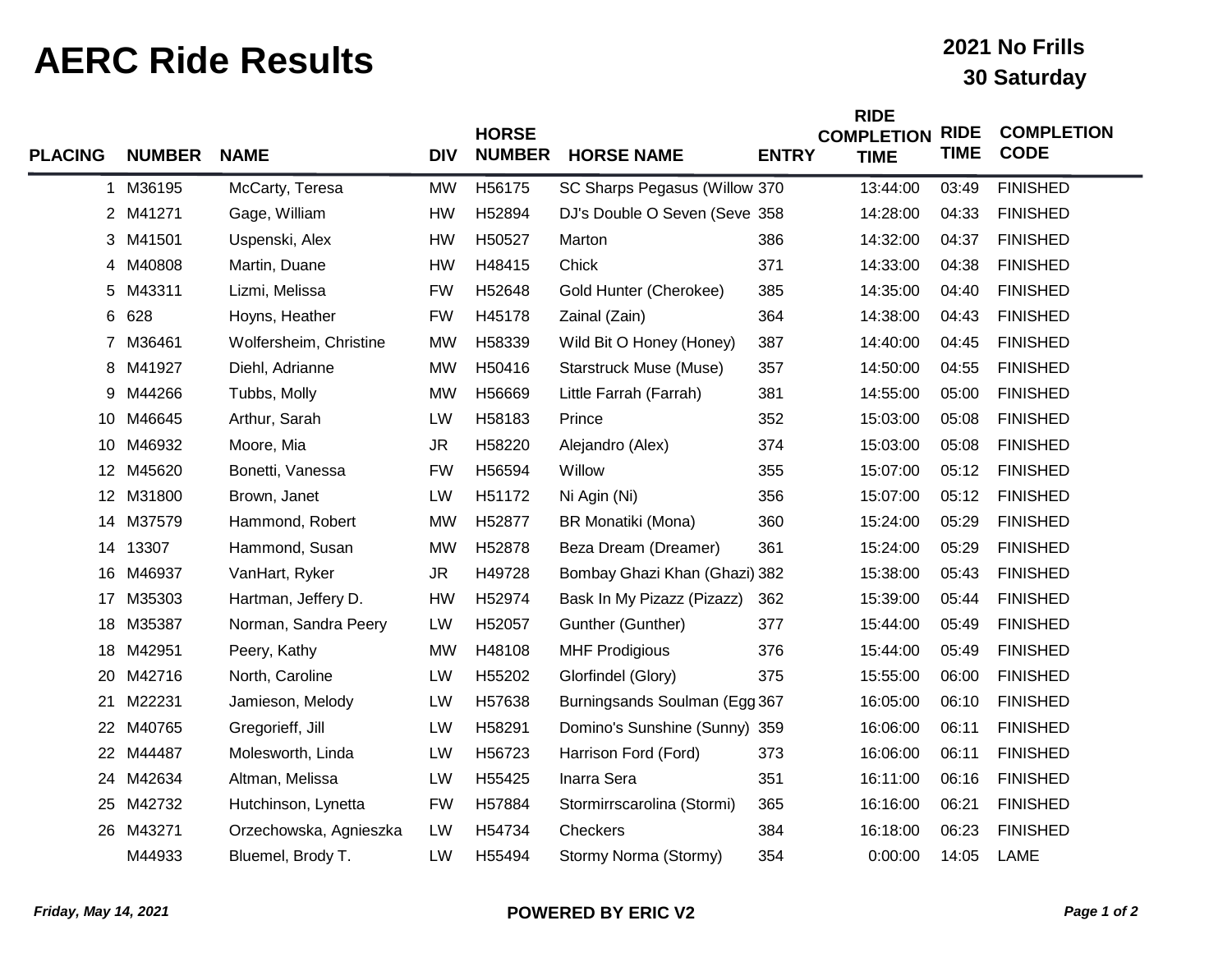# AERC Ride Results

**2021 No Frills**
**30 Saturday**

| PLACING | NUMBER | NAME | DIV | HORSE NUMBER | HORSE NAME | ENTRY | RIDE COMPLETION TIME | RIDE TIME | COMPLETION CODE |
|---|---|---|---|---|---|---|---|---|---|
| 1 | M36195 | McCarty, Teresa | MW | H56175 | SC Sharps Pegasus (Willow | 370 | 13:44:00 | 03:49 | FINISHED |
| 2 | M41271 | Gage, William | HW | H52894 | DJ's Double O Seven (Seve | 358 | 14:28:00 | 04:33 | FINISHED |
| 3 | M41501 | Uspenski, Alex | HW | H50527 | Marton | 386 | 14:32:00 | 04:37 | FINISHED |
| 4 | M40808 | Martin, Duane | HW | H48415 | Chick | 371 | 14:33:00 | 04:38 | FINISHED |
| 5 | M43311 | Lizmi, Melissa | FW | H52648 | Gold Hunter (Cherokee) | 385 | 14:35:00 | 04:40 | FINISHED |
| 6 | 628 | Hoyns, Heather | FW | H45178 | Zainal (Zain) | 364 | 14:38:00 | 04:43 | FINISHED |
| 7 | M36461 | Wolfersheim, Christine | MW | H58339 | Wild Bit O Honey (Honey) | 387 | 14:40:00 | 04:45 | FINISHED |
| 8 | M41927 | Diehl, Adrianne | MW | H50416 | Starstruck Muse (Muse) | 357 | 14:50:00 | 04:55 | FINISHED |
| 9 | M44266 | Tubbs, Molly | MW | H56669 | Little Farrah (Farrah) | 381 | 14:55:00 | 05:00 | FINISHED |
| 10 | M46645 | Arthur, Sarah | LW | H58183 | Prince | 352 | 15:03:00 | 05:08 | FINISHED |
| 10 | M46932 | Moore, Mia | JR | H58220 | Alejandro (Alex) | 374 | 15:03:00 | 05:08 | FINISHED |
| 12 | M45620 | Bonetti, Vanessa | FW | H56594 | Willow | 355 | 15:07:00 | 05:12 | FINISHED |
| 12 | M31800 | Brown, Janet | LW | H51172 | Ni Agin (Ni) | 356 | 15:07:00 | 05:12 | FINISHED |
| 14 | M37579 | Hammond, Robert | MW | H52877 | BR Monatiki (Mona) | 360 | 15:24:00 | 05:29 | FINISHED |
| 14 | 13307 | Hammond, Susan | MW | H52878 | Beza Dream (Dreamer) | 361 | 15:24:00 | 05:29 | FINISHED |
| 16 | M46937 | VanHart, Ryker | JR | H49728 | Bombay Ghazi Khan (Ghazi) | 382 | 15:38:00 | 05:43 | FINISHED |
| 17 | M35303 | Hartman, Jeffery D. | HW | H52974 | Bask In My Pizazz (Pizazz) | 362 | 15:39:00 | 05:44 | FINISHED |
| 18 | M35387 | Norman, Sandra Peery | LW | H52057 | Gunther (Gunther) | 377 | 15:44:00 | 05:49 | FINISHED |
| 18 | M42951 | Peery, Kathy | MW | H48108 | MHF Prodigious | 376 | 15:44:00 | 05:49 | FINISHED |
| 20 | M42716 | North, Caroline | LW | H55202 | Glorfindel (Glory) | 375 | 15:55:00 | 06:00 | FINISHED |
| 21 | M22231 | Jamieson, Melody | LW | H57638 | Burningsands Soulman (Egg | 367 | 16:05:00 | 06:10 | FINISHED |
| 22 | M40765 | Gregorieff, Jill | LW | H58291 | Domino's Sunshine (Sunny) | 359 | 16:06:00 | 06:11 | FINISHED |
| 22 | M44487 | Molesworth, Linda | LW | H56723 | Harrison Ford (Ford) | 373 | 16:06:00 | 06:11 | FINISHED |
| 24 | M42634 | Altman, Melissa | LW | H55425 | Inarra Sera | 351 | 16:11:00 | 06:16 | FINISHED |
| 25 | M42732 | Hutchinson, Lynetta | FW | H57884 | Stormirrscarolina (Stormi) | 365 | 16:16:00 | 06:21 | FINISHED |
| 26 | M43271 | Orzechowska, Agnieszka | LW | H54734 | Checkers | 384 | 16:18:00 | 06:23 | FINISHED |
| | M44933 | Bluemel, Brody T. | LW | H55494 | Stormy Norma (Stormy) | 354 | 0:00:00 | 14:05 | LAME |

*Friday, May 14, 2021*

**POWERED BY ERIC V2**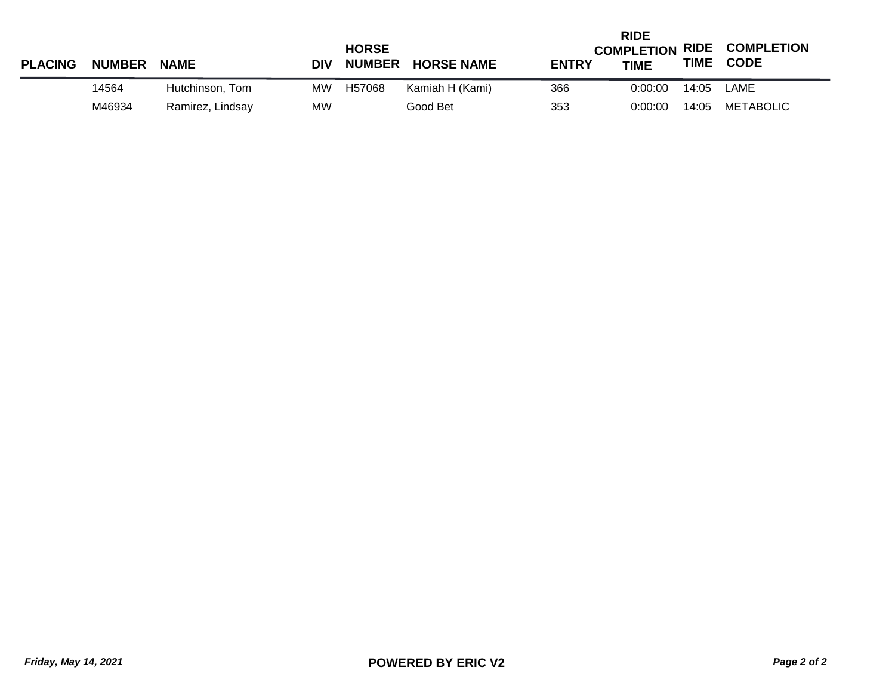| PLACING | NUMBER | NAME | DIV | HORSE NUMBER | HORSE NAME | ENTRY | RIDE COMPLETION TIME | RIDE TIME | COMPLETION CODE |
|---|---|---|---|---|---|---|---|---|---|
| | 14564 | Hutchinson, Tom | MW | H57068 | Kamiah H (Kami) | 366 | 0:00:00 | 14:05 | LAME |
| | M46934 | Ramirez, Lindsay | MW | | Good Bet | 353 | 0:00:00 | 14:05 | METABOLIC |

*Friday, May 14, 2021*

**POWERED BY ERIC V2**